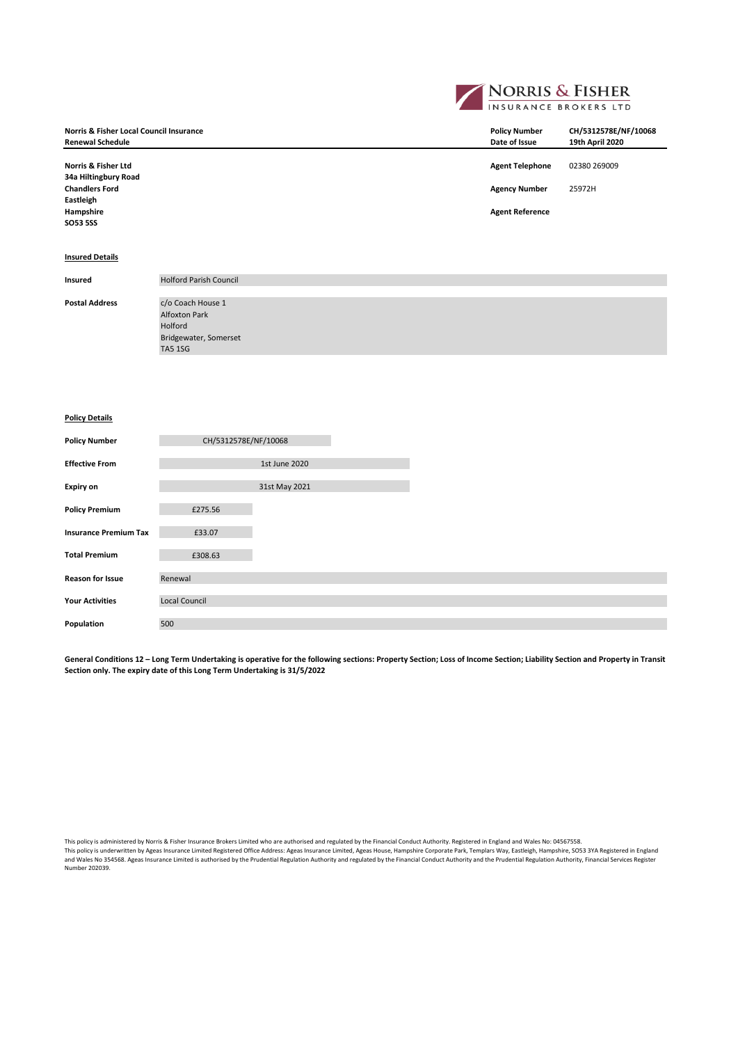**NORRIS & FISHER**
INSURANCE BROKERS LTD

| **Norris & Fisher Local Council Insurance** | **Policy Number** | **CH/5312578E/NF/10068** |
|---|---|---|
| **Renewal Schedule** | **Date of Issue** | **19th April 2020** |

**Norris & Fisher Ltd**
**34a Hiltingbury Road**
**Chandlers Ford**
**Eastleigh**
**Hampshire**
**SO53 5SS**

| | |
|---|---|
| **Agent Telephone** | 02380 269009 |
| **Agency Number** | 25972H |
| **Agent Reference** | |

**Insured Details**

| | |
|---|---|
| **Insured** | Holford Parish Council |
| **Postal Address** | c/o Coach House 1<br>Alfoxton Park<br>Holford<br>Bridgewater, Somerset<br>TA5 1SG |

**Policy Details**

| | |
|---|---|
| **Policy Number** | CH/5312578E/NF/10068 |
| **Effective From** | 1st June 2020 |
| **Expiry on** | 31st May 2021 |
| **Policy Premium** | £275.56 |
| **Insurance Premium Tax** | £33.07 |
| **Total Premium** | £308.63 |
| **Reason for Issue** | Renewal |
| **Your Activities** | Local Council |
| **Population** | 500 |

**General Conditions 12 – Long Term Undertaking is operative for the following sections: Property Section; Loss of Income Section; Liability Section and Property in Transit Section only. The expiry date of this Long Term Undertaking is 31/5/2022**

This policy is administered by Norris & Fisher Insurance Brokers Limited who are authorised and regulated by the Financial Conduct Authority. Registered in England and Wales No: 04567558.
This policy is underwritten by Ageas Insurance Limited Registered Office Address: Ageas Insurance Limited, Ageas House, Hampshire Corporate Park, Templars Way, Eastleigh, Hampshire, SO53 3YA Registered in England and Wales No 354568. Ageas Insurance Limited is authorised by the Prudential Regulation Authority and regulated by the Financial Conduct Authority and the Prudential Regulation Authority, Financial Services Register Number 202039.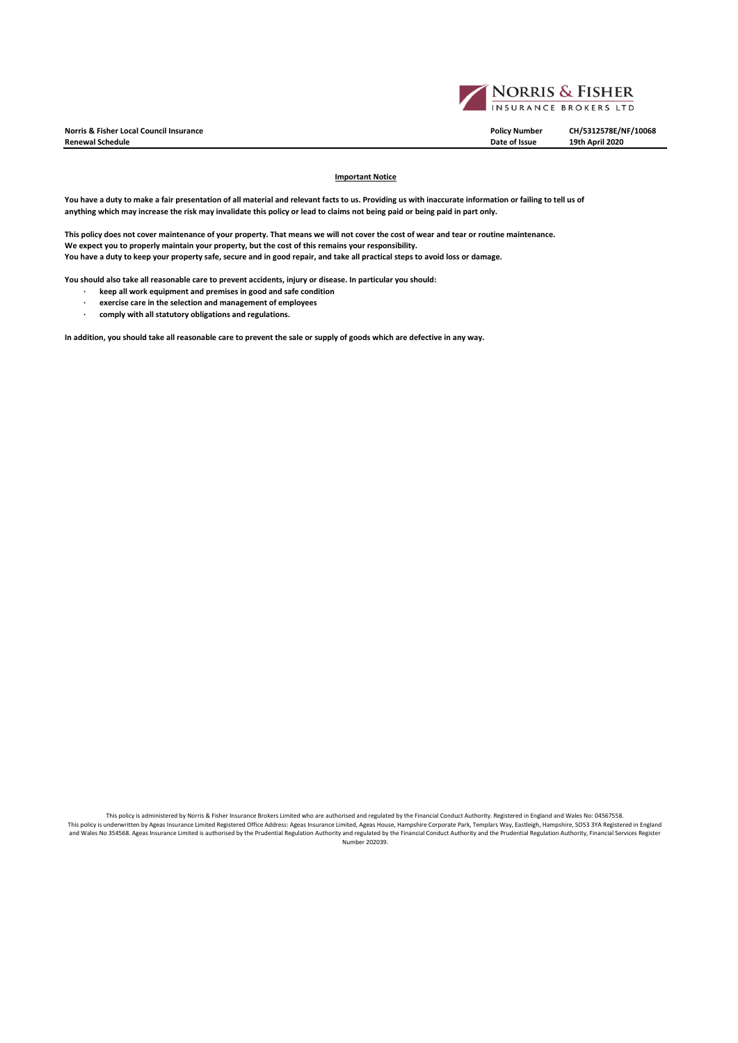**Norris & Fisher Local Council Insurance**
**Renewal Schedule**

| | |
|---|---|
| **Policy Number** | **CH/5312578E/NF/10068** |
| **Date of Issue** | **19th April 2020** |

## Important Notice

**You have a duty to make a fair presentation of all material and relevant facts to us. Providing us with inaccurate information or failing to tell us of anything which may increase the risk may invalidate this policy or lead to claims not being paid or being paid in part only.**

**This policy does not cover maintenance of your property. That means we will not cover the cost of wear and tear or routine maintenance.**
**We expect you to properly maintain your property, but the cost of this remains your responsibility.**
**You have a duty to keep your property safe, secure and in good repair, and take all practical steps to avoid loss or damage.**

**You should also take all reasonable care to prevent accidents, injury or disease. In particular you should:**

- **keep all work equipment and premises in good and safe condition**
- **exercise care in the selection and management of employees**
- **comply with all statutory obligations and regulations.**

**In addition, you should take all reasonable care to prevent the sale or supply of goods which are defective in any way.**

This policy is administered by Norris & Fisher Insurance Brokers Limited who are authorised and regulated by the Financial Conduct Authority. Registered in England and Wales No: 04567558.
This policy is underwritten by Ageas Insurance Limited Registered Office Address: Ageas Insurance Limited, Ageas House, Hampshire Corporate Park, Templars Way, Eastleigh, Hampshire, SO53 3YA Registered in England and Wales No 354568. Ageas Insurance Limited is authorised by the Prudential Regulation Authority and regulated by the Financial Conduct Authority and the Prudential Regulation Authority, Financial Services Register Number 202039.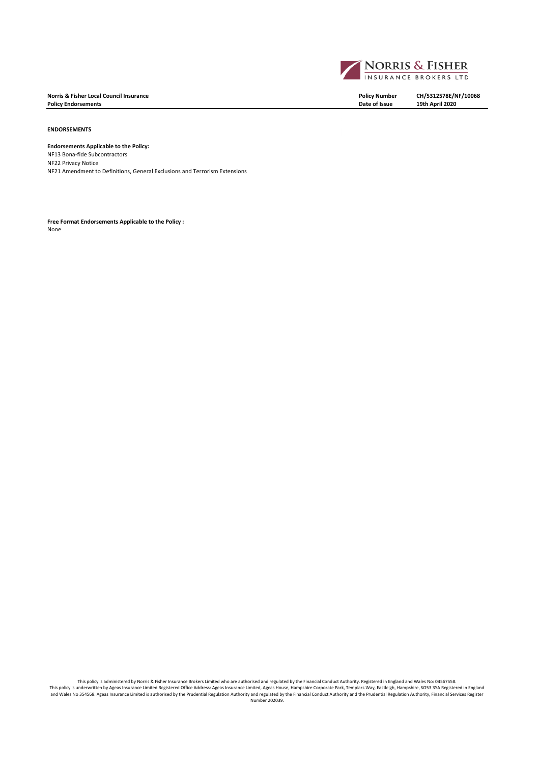**Norris & Fisher Local Council Insurance**
**Policy Endorsements**

| **Policy Number** | **CH/5312578E/NF/10068** |
|---|---|
| **Date of Issue** | **19th April 2020** |

**ENDORSEMENTS**

**Endorsements Applicable to the Policy:**
NF13 Bona-fide Subcontractors
NF22 Privacy Notice
NF21 Amendment to Definitions, General Exclusions and Terrorism Extensions

**Free Format Endorsements Applicable to the Policy :**
None

This policy is administered by Norris & Fisher Insurance Brokers Limited who are authorised and regulated by the Financial Conduct Authority. Registered in England and Wales No: 04567558.
This policy is underwritten by Ageas Insurance Limited Registered Office Address: Ageas Insurance Limited, Ageas House, Hampshire Corporate Park, Templars Way, Eastleigh, Hampshire, SO53 3YA Registered in England and Wales No 354568. Ageas Insurance Limited is authorised by the Prudential Regulation Authority and regulated by the Financial Conduct Authority and the Prudential Regulation Authority, Financial Services Register Number 202039.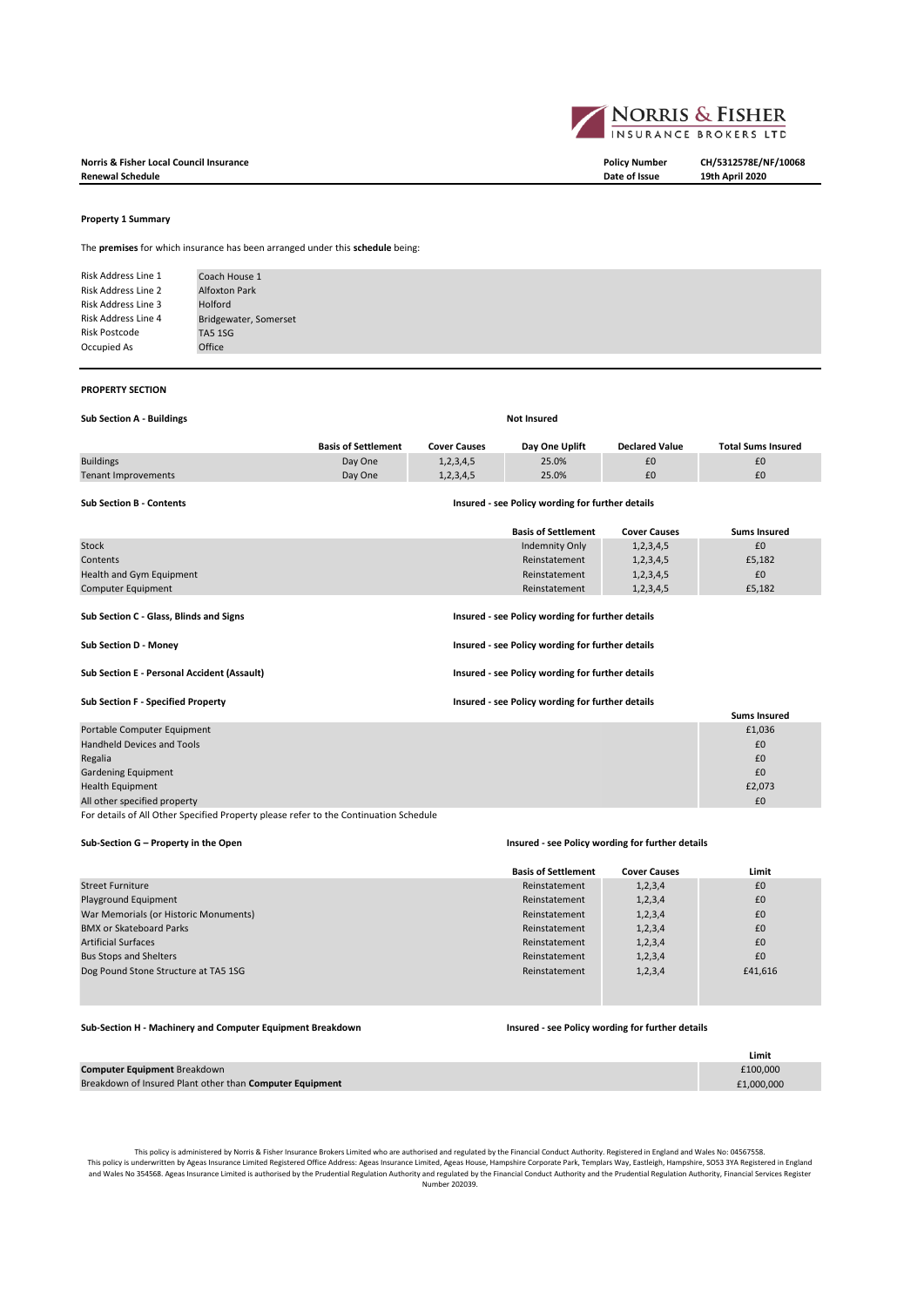**Norris & Fisher Local Council Insurance**
**Renewal Schedule**

| | |
|---|---|
| **Policy Number** | **CH/5312578E/NF/10068** |
| **Date of Issue** | **19th April 2020** |

**Property 1 Summary**

The **premises** for which insurance has been arranged under this **schedule** being:

| | |
|---|---|
| Risk Address Line 1 | Coach House 1 |
| Risk Address Line 2 | Alfoxton Park |
| Risk Address Line 3 | Holford |
| Risk Address Line 4 | Bridgewater, Somerset |
| Risk Postcode | TA5 1SG |
| Occupied As | Office |

**PROPERTY SECTION**

**Sub Section A - Buildings** — **Not Insured**

| | Basis of Settlement | Cover Causes | Day One Uplift | Declared Value | Total Sums Insured |
|---|---|---|---|---|---|
| Buildings | Day One | 1,2,3,4,5 | 25.0% | £0 | £0 |
| Tenant Improvements | Day One | 1,2,3,4,5 | 25.0% | £0 | £0 |

**Sub Section B - Contents** — **Insured - see Policy wording for further details**

| | Basis of Settlement | Cover Causes | Sums Insured |
|---|---|---|---|
| Stock | Indemnity Only | 1,2,3,4,5 | £0 |
| Contents | Reinstatement | 1,2,3,4,5 | £5,182 |
| Health and Gym Equipment | Reinstatement | 1,2,3,4,5 | £0 |
| Computer Equipment | Reinstatement | 1,2,3,4,5 | £5,182 |

**Sub Section C - Glass, Blinds and Signs** — **Insured - see Policy wording for further details**

**Sub Section D - Money** — **Insured - see Policy wording for further details**

**Sub Section E - Personal Accident (Assault)** — **Insured - see Policy wording for further details**

**Sub Section F - Specified Property** — **Insured - see Policy wording for further details**

| | Sums Insured |
|---|---|
| Portable Computer Equipment | £1,036 |
| Handheld Devices and Tools | £0 |
| Regalia | £0 |
| Gardening Equipment | £0 |
| Health Equipment | £2,073 |
| All other specified property | £0 |

For details of All Other Specified Property please refer to the Continuation Schedule

**Sub-Section G – Property in the Open** — **Insured - see Policy wording for further details**

| | Basis of Settlement | Cover Causes | Limit |
|---|---|---|---|
| Street Furniture | Reinstatement | 1,2,3,4 | £0 |
| Playground Equipment | Reinstatement | 1,2,3,4 | £0 |
| War Memorials (or Historic Monuments) | Reinstatement | 1,2,3,4 | £0 |
| BMX or Skateboard Parks | Reinstatement | 1,2,3,4 | £0 |
| Artificial Surfaces | Reinstatement | 1,2,3,4 | £0 |
| Bus Stops and Shelters | Reinstatement | 1,2,3,4 | £0 |
| Dog Pound Stone Structure at TA5 1SG | Reinstatement | 1,2,3,4 | £41,616 |

**Sub-Section H - Machinery and Computer Equipment Breakdown** — **Insured - see Policy wording for further details**

| | Limit |
|---|---|
| **Computer Equipment** Breakdown | £100,000 |
| Breakdown of Insured Plant other than **Computer Equipment** | £1,000,000 |

This policy is administered by Norris & Fisher Insurance Brokers Limited who are authorised and regulated by the Financial Conduct Authority. Registered in England and Wales No: 04567558.
This policy is underwritten by Ageas Insurance Limited Registered Office Address: Ageas Insurance Limited, Ageas House, Hampshire Corporate Park, Templars Way, Eastleigh, Hampshire, SO53 3YA Registered in England and Wales No 354568. Ageas Insurance Limited is authorised by the Prudential Regulation Authority and regulated by the Financial Conduct Authority and the Prudential Regulation Authority, Financial Services Register Number 202039.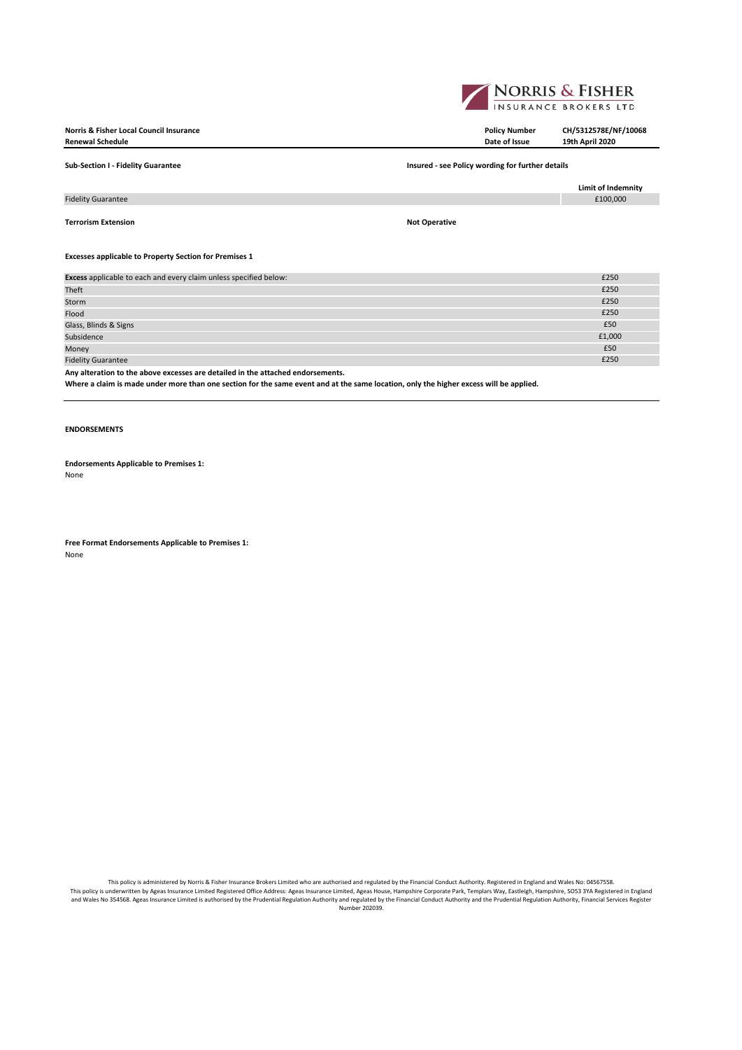**Norris & Fisher Local Council Insurance**
**Renewal Schedule**

**Policy Number** CH/5312578E/NF/10068
**Date of Issue** 19th April 2020

**Sub-Section I - Fidelity Guarantee** — **Insured - see Policy wording for further details**

| | Limit of Indemnity |
|---|---|
| Fidelity Guarantee | £100,000 |

**Terrorism Extension** — **Not Operative**

**Excesses applicable to Property Section for Premises 1**

| | |
|---|---|
| **Excess** applicable to each and every claim unless specified below: | £250 |
| Theft | £250 |
| Storm | £250 |
| Flood | £250 |
| Glass, Blinds & Signs | £50 |
| Subsidence | £1,000 |
| Money | £50 |
| Fidelity Guarantee | £250 |

**Any alteration to the above excesses are detailed in the attached endorsements.**
**Where a claim is made under more than one section for the same event and at the same location, only the higher excess will be applied.**

**ENDORSEMENTS**

**Endorsements Applicable to Premises 1:**
None

**Free Format Endorsements Applicable to Premises 1:**
None

This policy is administered by Norris & Fisher Insurance Brokers Limited who are authorised and regulated by the Financial Conduct Authority. Registered in England and Wales No: 04567558.
This policy is underwritten by Ageas Insurance Limited Registered Office Address: Ageas Insurance Limited, Ageas House, Hampshire Corporate Park, Templars Way, Eastleigh, Hampshire, SO53 3YA Registered in England and Wales No 354568. Ageas Insurance Limited is authorised by the Prudential Regulation Authority and regulated by the Financial Conduct Authority and the Prudential Regulation Authority, Financial Services Register Number 202039.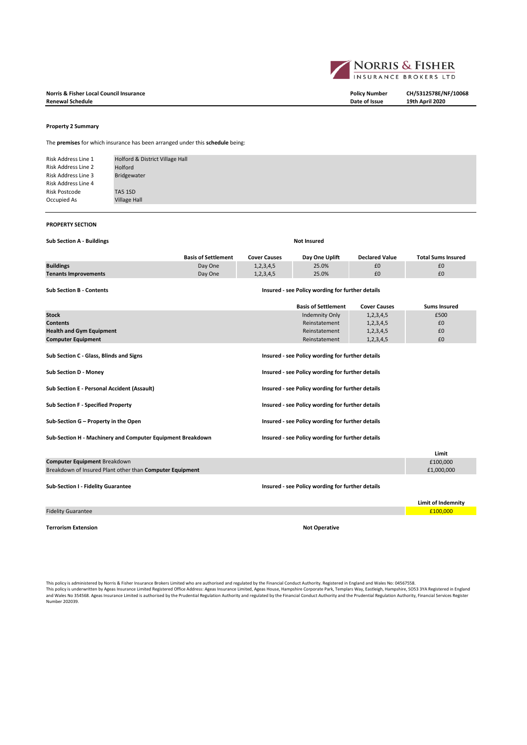**Norris & Fisher Local Council Insurance**
**Renewal Schedule**

**Policy Number** CH/5312578E/NF/10068
**Date of Issue** 19th April 2020

**Property 2 Summary**

The **premises** for which insurance has been arranged under this **schedule** being:

| | |
|---|---|
| Risk Address Line 1 | Holford & District Village Hall |
| Risk Address Line 2 | Holford |
| Risk Address Line 3 | Bridgewater |
| Risk Address Line 4 | |
| Risk Postcode | TA5 1SD |
| Occupied As | Village Hall |

**PROPERTY SECTION**

**Sub Section A - Buildings** — **Not Insured**

| | Basis of Settlement | Cover Causes | Day One Uplift | Declared Value | Total Sums Insured |
|---|---|---|---|---|---|
| **Buildings** | Day One | 1,2,3,4,5 | 25.0% | £0 | £0 |
| **Tenants Improvements** | Day One | 1,2,3,4,5 | 25.0% | £0 | £0 |

**Sub Section B - Contents** — **Insured - see Policy wording for further details**

| | Basis of Settlement | Cover Causes | Sums Insured |
|---|---|---|---|
| **Stock** | Indemnity Only | 1,2,3,4,5 | £500 |
| **Contents** | Reinstatement | 1,2,3,4,5 | £0 |
| **Health and Gym Equipment** | Reinstatement | 1,2,3,4,5 | £0 |
| **Computer Equipment** | Reinstatement | 1,2,3,4,5 | £0 |

**Sub Section C - Glass, Blinds and Signs** — **Insured - see Policy wording for further details**

**Sub Section D - Money** — **Insured - see Policy wording for further details**

**Sub Section E - Personal Accident (Assault)** — **Insured - see Policy wording for further details**

**Sub Section F - Specified Property** — **Insured - see Policy wording for further details**

**Sub-Section G – Property in the Open** — **Insured - see Policy wording for further details**

**Sub-Section H - Machinery and Computer Equipment Breakdown** — **Insured - see Policy wording for further details**

| | Limit |
|---|---|
| **Computer Equipment** Breakdown | £100,000 |
| Breakdown of Insured Plant other than **Computer Equipment** | £1,000,000 |

**Sub-Section I - Fidelity Guarantee** — **Insured - see Policy wording for further details**

| | Limit of Indemnity |
|---|---|
| Fidelity Guarantee | £100,000 |

**Terrorism Extension** — **Not Operative**

This policy is administered by Norris & Fisher Insurance Brokers Limited who are authorised and regulated by the Financial Conduct Authority. Registered in England and Wales No: 04567558.
This policy is underwritten by Ageas Insurance Limited Registered Office Address: Ageas Insurance Limited, Ageas House, Hampshire Corporate Park, Templars Way, Eastleigh, Hampshire, SO53 3YA Registered in England and Wales No 354568. Ageas Insurance Limited is authorised by the Prudential Regulation Authority and regulated by the Financial Conduct Authority and the Prudential Regulation Authority, Financial Services Register Number 202039.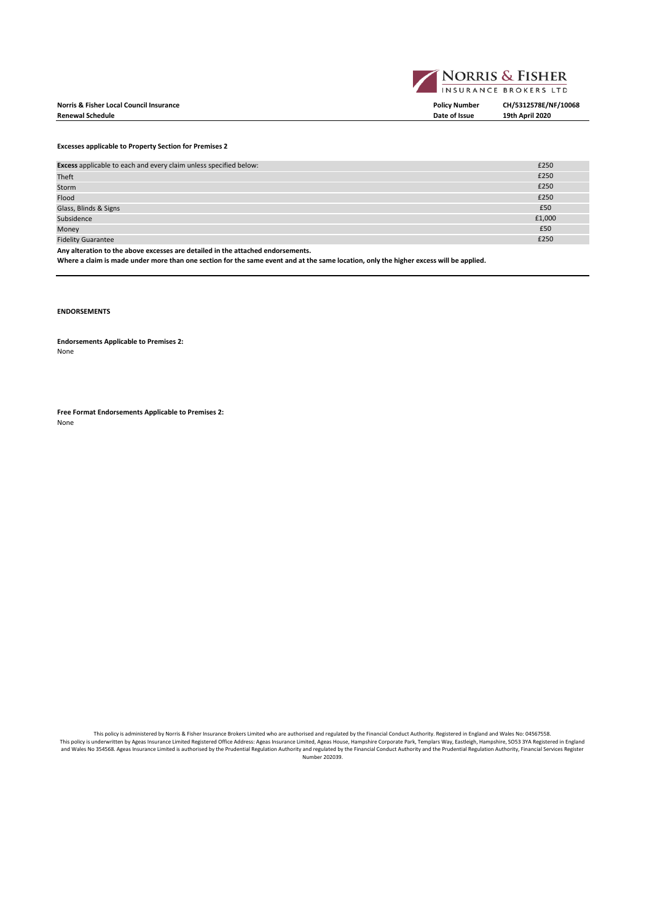**Norris & Fisher Local Council Insurance**
**Renewal Schedule**

**Policy Number** CH/5312578E/NF/10068
**Date of Issue** 19th April 2020

**Excesses applicable to Property Section for Premises 2**

| | |
|---|---|
| **Excess** applicable to each and every claim unless specified below: | £250 |
| Theft | £250 |
| Storm | £250 |
| Flood | £250 |
| Glass, Blinds & Signs | £50 |
| Subsidence | £1,000 |
| Money | £50 |
| Fidelity Guarantee | £250 |

**Any alteration to the above excesses are detailed in the attached endorsements.**

**Where a claim is made under more than one section for the same event and at the same location, only the higher excess will be applied.**

**ENDORSEMENTS**

**Endorsements Applicable to Premises 2:**
None

**Free Format Endorsements Applicable to Premises 2:**
None

This policy is administered by Norris & Fisher Insurance Brokers Limited who are authorised and regulated by the Financial Conduct Authority. Registered in England and Wales No: 04567558.
This policy is underwritten by Ageas Insurance Limited Registered Office Address: Ageas Insurance Limited, Ageas House, Hampshire Corporate Park, Templars Way, Eastleigh, Hampshire, SO53 3YA Registered in England and Wales No 354568. Ageas Insurance Limited is authorised by the Prudential Regulation Authority and regulated by the Financial Conduct Authority and the Prudential Regulation Authority, Financial Services Register Number 202039.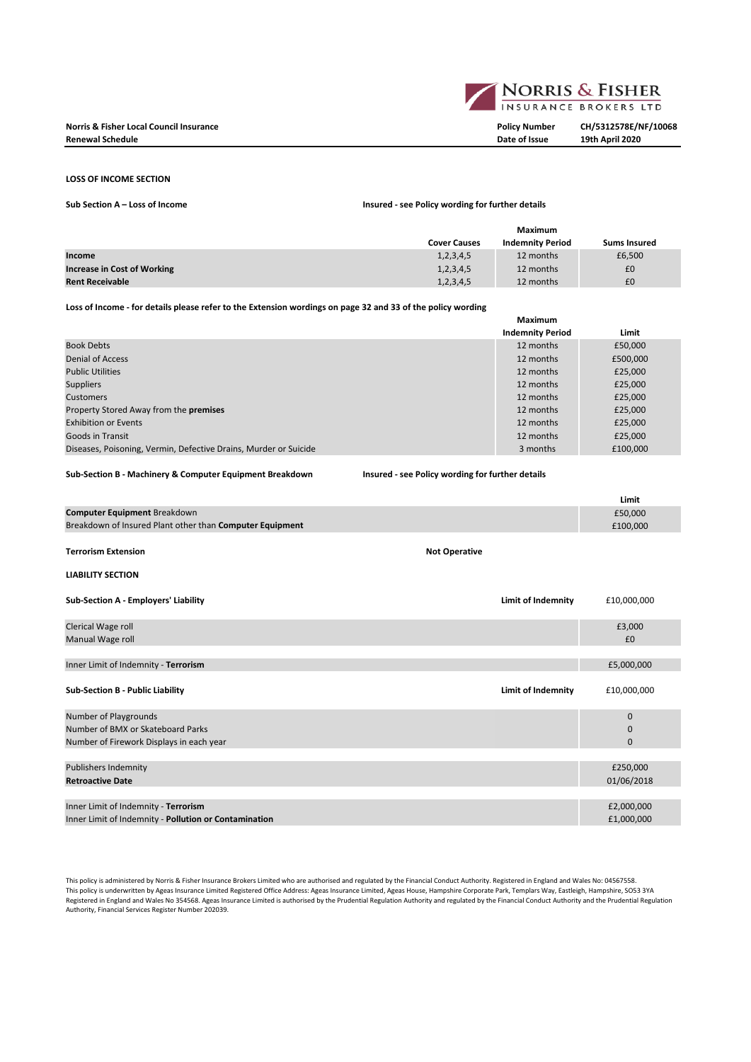**Norris & Fisher Local Council Insurance**
**Renewal Schedule**

**Policy Number** CH/5312578E/NF/10068
**Date of Issue** 19th April 2020

## LOSS OF INCOME SECTION

**Sub Section A – Loss of Income** — **Insured - see Policy wording for further details**

| | Cover Causes | Maximum Indemnity Period | Sums Insured |
|---|---|---|---|
| **Income** | 1,2,3,4,5 | 12 months | £6,500 |
| **Increase in Cost of Working** | 1,2,3,4,5 | 12 months | £0 |
| **Rent Receivable** | 1,2,3,4,5 | 12 months | £0 |

**Loss of Income - for details please refer to the Extension wordings on page 32 and 33 of the policy wording**

| | Maximum Indemnity Period | Limit |
|---|---|---|
| Book Debts | 12 months | £50,000 |
| Denial of Access | 12 months | £500,000 |
| Public Utilities | 12 months | £25,000 |
| Suppliers | 12 months | £25,000 |
| Customers | 12 months | £25,000 |
| Property Stored Away from the **premises** | 12 months | £25,000 |
| Exhibition or Events | 12 months | £25,000 |
| Goods in Transit | 12 months | £25,000 |
| Diseases, Poisoning, Vermin, Defective Drains, Murder or Suicide | 3 months | £100,000 |

**Sub-Section B - Machinery & Computer Equipment Breakdown** — **Insured - see Policy wording for further details**

| | Limit |
|---|---|
| **Computer Equipment** Breakdown | £50,000 |
| Breakdown of Insured Plant other than **Computer Equipment** | £100,000 |

**Terrorism Extension** — **Not Operative**

## LIABILITY SECTION

**Sub-Section A - Employers' Liability** — **Limit of Indemnity** £10,000,000

| | |
|---|---|
| Clerical Wage roll | £3,000 |
| Manual Wage roll | £0 |
| Inner Limit of Indemnity - **Terrorism** | £5,000,000 |

**Sub-Section B - Public Liability** — **Limit of Indemnity** £10,000,000

| | |
|---|---|
| Number of Playgrounds | 0 |
| Number of BMX or Skateboard Parks | 0 |
| Number of Firework Displays in each year | 0 |
| Publishers Indemnity | £250,000 |
| **Retroactive Date** | 01/06/2018 |
| Inner Limit of Indemnity - **Terrorism** | £2,000,000 |
| Inner Limit of Indemnity - **Pollution or Contamination** | £1,000,000 |

This policy is administered by Norris & Fisher Insurance Brokers Limited who are authorised and regulated by the Financial Conduct Authority. Registered in England and Wales No: 04567558.
This policy is underwritten by Ageas Insurance Limited Registered Office Address: Ageas Insurance Limited, Ageas House, Hampshire Corporate Park, Templars Way, Eastleigh, Hampshire, SO53 3YA
Registered in England and Wales No 354568. Ageas Insurance Limited is authorised by the Prudential Regulation Authority and regulated by the Financial Conduct Authority and the Prudential Regulation Authority, Financial Services Register Number 202039.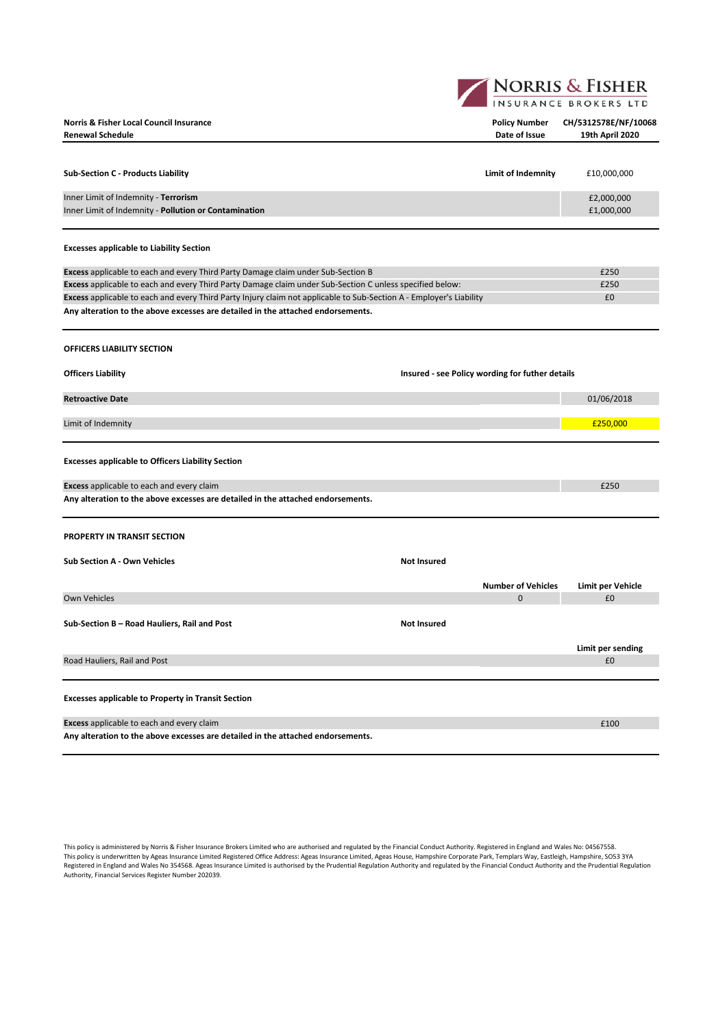**Norris & Fisher Local Council Insurance**
**Renewal Schedule**

| | |
|---|---|
| **Policy Number** | **CH/5312578E/NF/10068** |
| **Date of Issue** | **19th April 2020** |

| **Sub-Section C - Products Liability** | **Limit of Indemnity** | £10,000,000 |
|---|---|---|
| Inner Limit of Indemnity - **Terrorism** | | £2,000,000 |
| Inner Limit of Indemnity - **Pollution or Contamination** | | £1,000,000 |

**Excesses applicable to Liability Section**

| | |
|---|---|
| **Excess** applicable to each and every Third Party Damage claim under Sub-Section B | £250 |
| **Excess** applicable to each and every Third Party Damage claim under Sub-Section C unless specified below: | £250 |
| **Excess** applicable to each and every Third Party Injury claim not applicable to Sub-Section A - Employer's Liability | £0 |

**Any alteration to the above excesses are detailed in the attached endorsements.**

**OFFICERS LIABILITY SECTION**

**Officers Liability** — **Insured - see Policy wording for futher details**

| | |
|---|---|
| **Retroactive Date** | 01/06/2018 |
| Limit of Indemnity | £250,000 |

**Excesses applicable to Officers Liability Section**

| | |
|---|---|
| **Excess** applicable to each and every claim | £250 |

**Any alteration to the above excesses are detailed in the attached endorsements.**

**PROPERTY IN TRANSIT SECTION**

**Sub Section A - Own Vehicles** — **Not Insured**

| | **Number of Vehicles** | **Limit per Vehicle** |
|---|---|---|
| Own Vehicles | 0 | £0 |

**Sub-Section B – Road Hauliers, Rail and Post** — **Not Insured**

| | **Limit per sending** |
|---|---|
| Road Hauliers, Rail and Post | £0 |

**Excesses applicable to Property in Transit Section**

| | |
|---|---|
| **Excess** applicable to each and every claim | £100 |

**Any alteration to the above excesses are detailed in the attached endorsements.**

This policy is administered by Norris & Fisher Insurance Brokers Limited who are authorised and regulated by the Financial Conduct Authority. Registered in England and Wales No: 04567558.
This policy is underwritten by Ageas Insurance Limited Registered Office Address: Ageas Insurance Limited, Ageas House, Hampshire Corporate Park, Templars Way, Eastleigh, Hampshire, SO53 3YA
Registered in England and Wales No 354568. Ageas Insurance Limited is authorised by the Prudential Regulation Authority and regulated by the Financial Conduct Authority and the Prudential Regulation Authority, Financial Services Register Number 202039.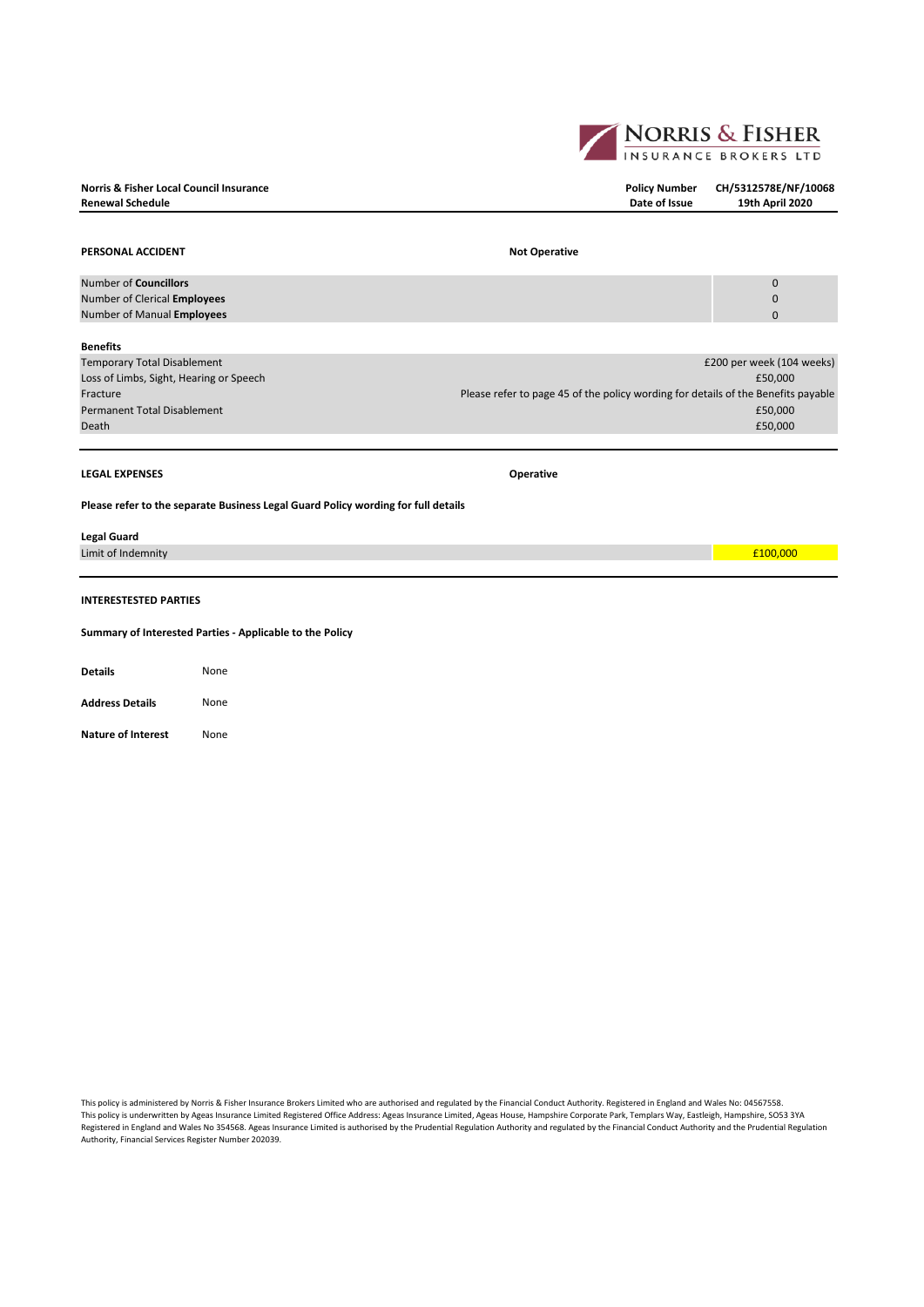**Norris & Fisher Local Council Insurance**
**Renewal Schedule**

| | |
|---|---|
| **Policy Number** | **CH/5312578E/NF/10068** |
| **Date of Issue** | **19th April 2020** |

**PERSONAL ACCIDENT** **Not Operative**

| | |
|---|---|
| Number of **Councillors** | 0 |
| Number of Clerical **Employees** | 0 |
| Number of Manual **Employees** | 0 |

**Benefits**

| | |
|---|---|
| Temporary Total Disablement | £200 per week (104 weeks) |
| Loss of Limbs, Sight, Hearing or Speech | £50,000 |
| Fracture | Please refer to page 45 of the policy wording for details of the Benefits payable |
| Permanent Total Disablement | £50,000 |
| Death | £50,000 |

**LEGAL EXPENSES** **Operative**

**Please refer to the separate Business Legal Guard Policy wording for full details**

**Legal Guard**

| | |
|---|---|
| Limit of Indemnity | £100,000 |

**INTERESTESTED PARTIES**

**Summary of Interested Parties - Applicable to the Policy**

**Details** None

**Address Details** None

**Nature of Interest** None

This policy is administered by Norris & Fisher Insurance Brokers Limited who are authorised and regulated by the Financial Conduct Authority. Registered in England and Wales No: 04567558.
This policy is underwritten by Ageas Insurance Limited Registered Office Address: Ageas Insurance Limited, Ageas House, Hampshire Corporate Park, Templars Way, Eastleigh, Hampshire, SO53 3YA
Registered in England and Wales No 354568. Ageas Insurance Limited is authorised by the Prudential Regulation Authority and regulated by the Financial Conduct Authority and the Prudential Regulation Authority, Financial Services Register Number 202039.